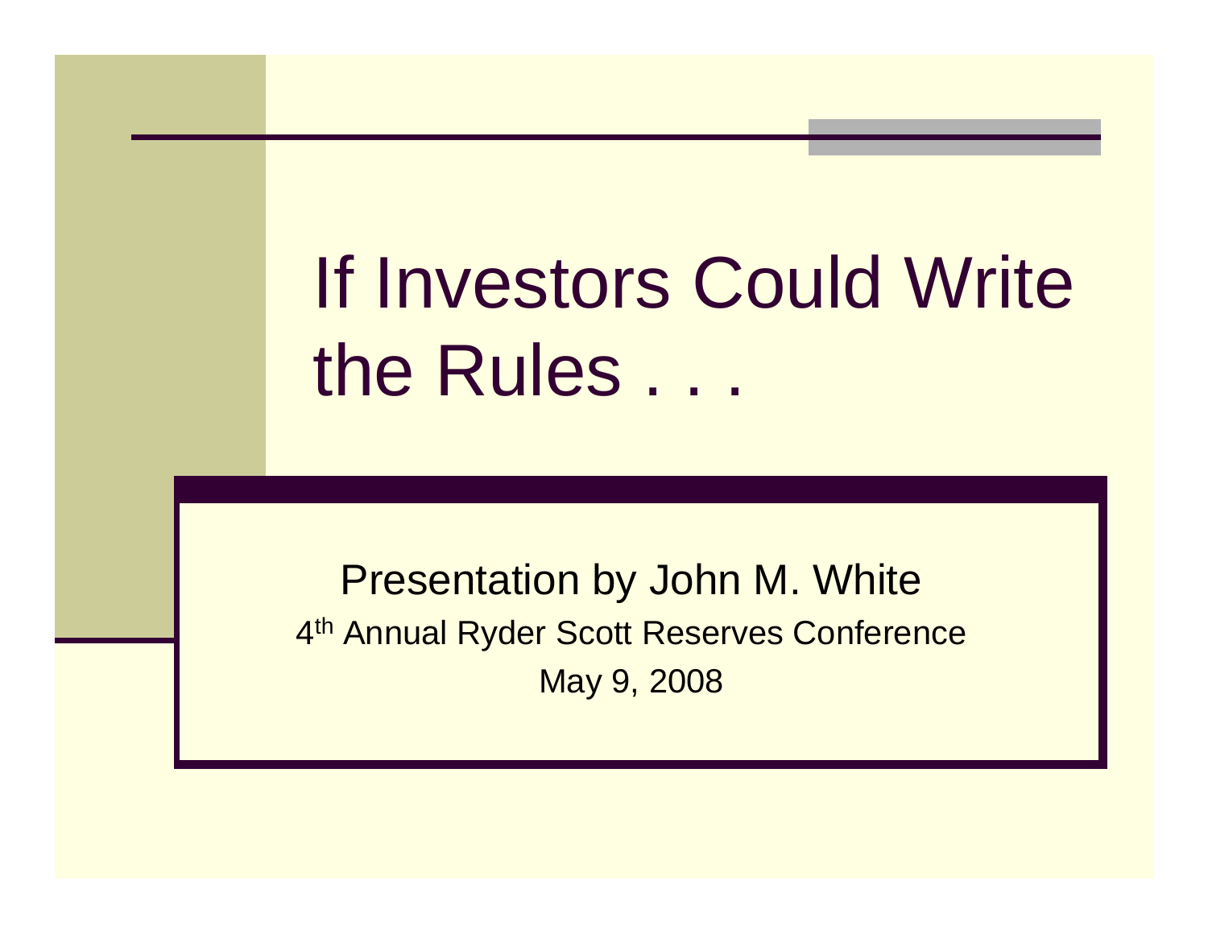# If Investors Could Write the Rules . . .

Presentation by John M. White

4th Annual Ryder Scott Reserves Conference

May 9, 2008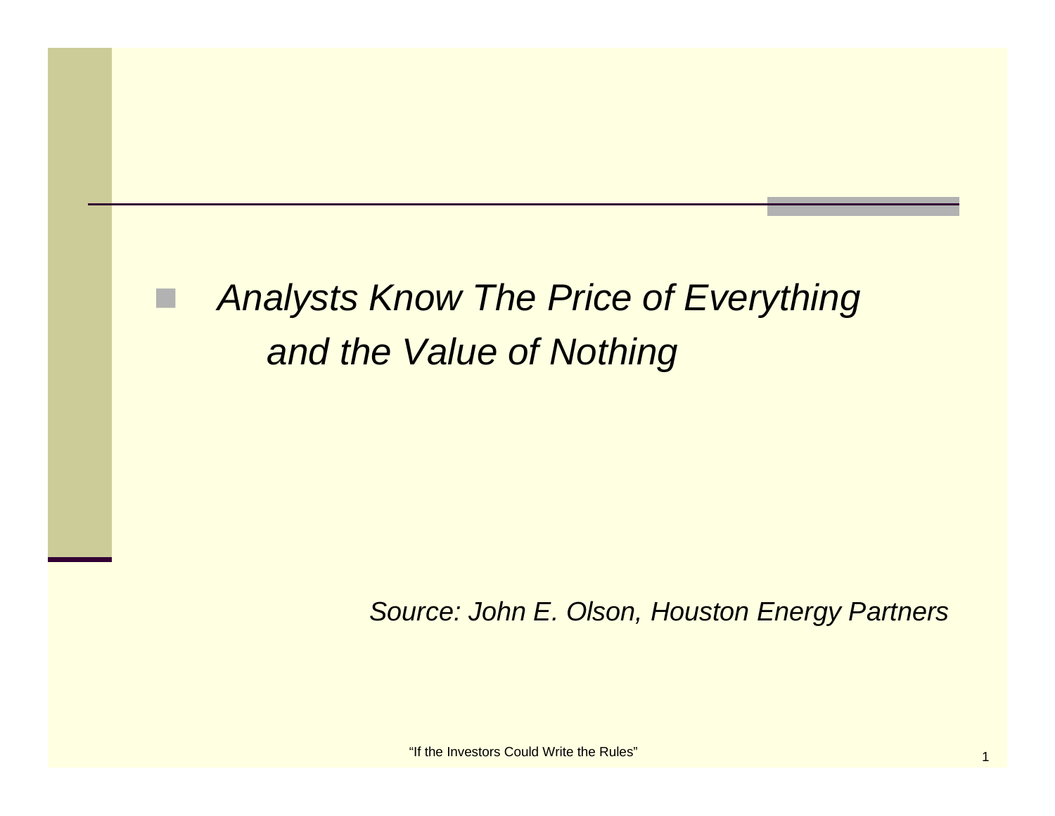- *Analysts Know The Price of Everything and the Value of Nothing*

*Source: John E. Olson, Houston Energy Partners*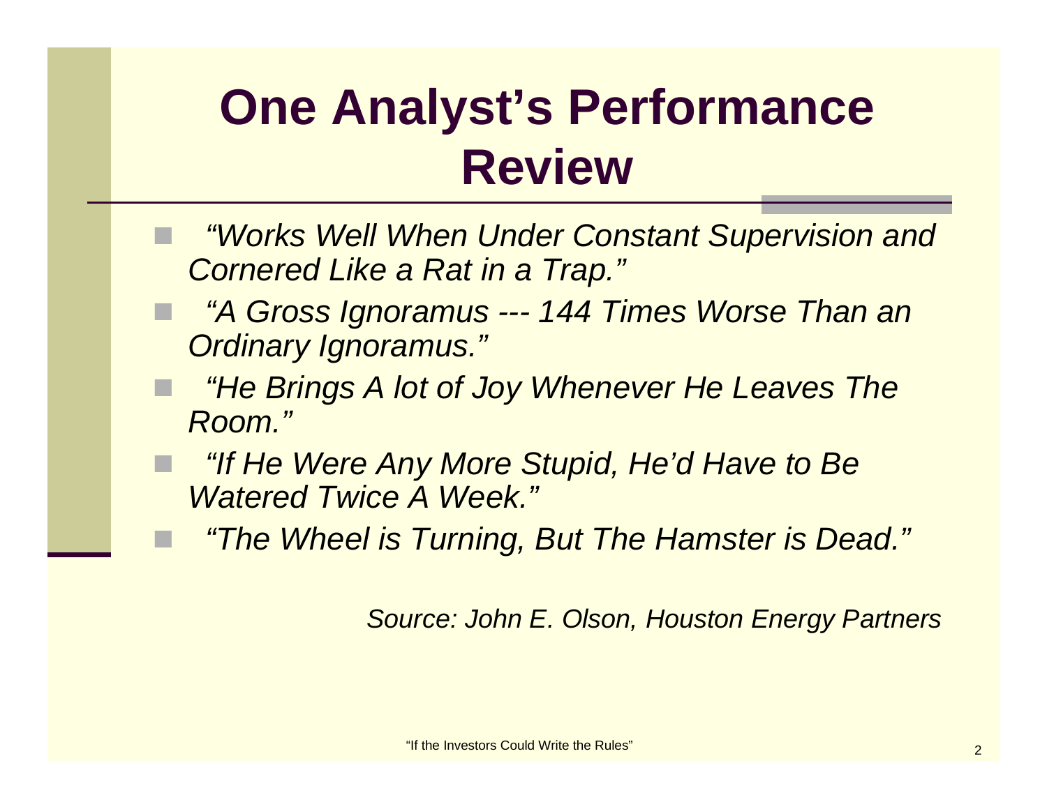# One Analyst's Performance Review

- *"Works Well When Under Constant Supervision and Cornered Like a Rat in a Trap."*
- *"A Gross Ignoramus --- 144 Times Worse Than an Ordinary Ignoramus."*
- *"He Brings A lot of Joy Whenever He Leaves The Room."*
- *"If He Were Any More Stupid, He'd Have to Be Watered Twice A Week."*
- *"The Wheel is Turning, But The Hamster is Dead."*

*Source: John E. Olson, Houston Energy Partners*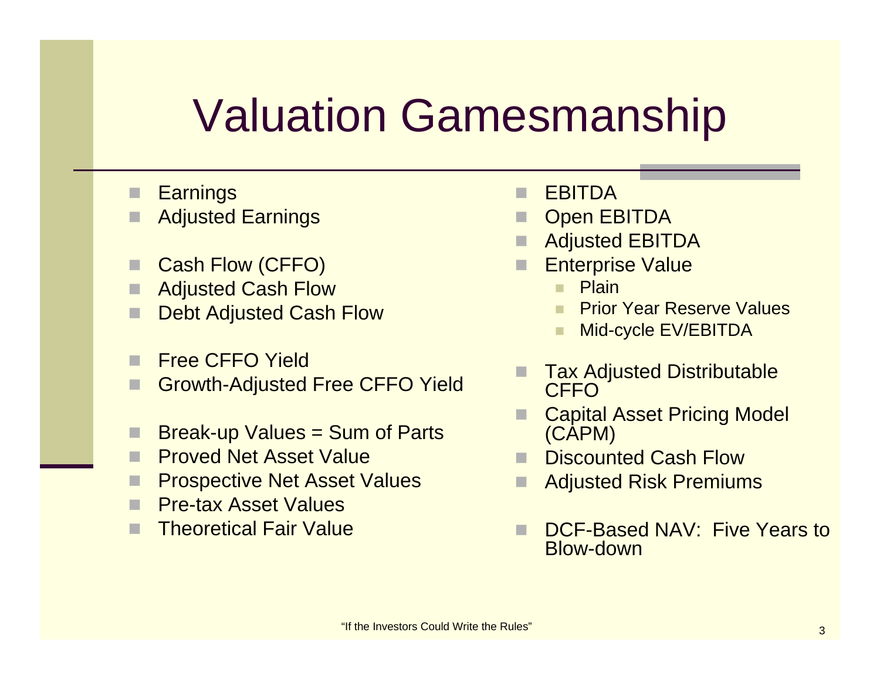# Valuation Gamesmanship

- Earnings
- Adjusted Earnings

- Cash Flow (CFFO)
- Adjusted Cash Flow
- Debt Adjusted Cash Flow

- Free CFFO Yield
- Growth-Adjusted Free CFFO Yield

- Break-up Values = Sum of Parts
- Proved Net Asset Value
- Prospective Net Asset Values
- Pre-tax Asset Values
- Theoretical Fair Value

- EBITDA
- Open EBITDA
- Adjusted EBITDA
- Enterprise Value
  - Plain
  - Prior Year Reserve Values
  - Mid-cycle EV/EBITDA

- Tax Adjusted Distributable CFFO
- Capital Asset Pricing Model (CAPM)
- Discounted Cash Flow
- Adjusted Risk Premiums

- DCF-Based NAV: Five Years to Blow-down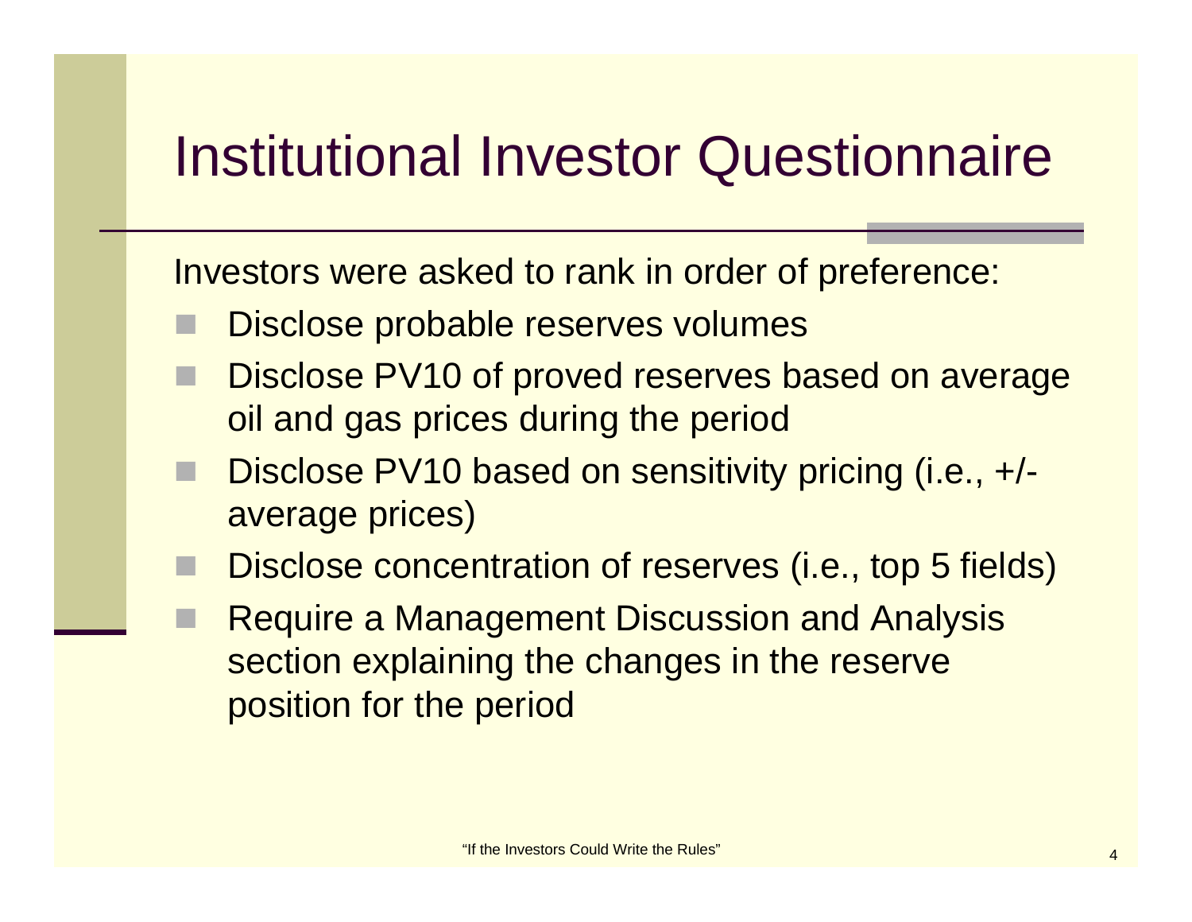# Institutional Investor Questionnaire

Investors were asked to rank in order of preference:

- Disclose probable reserves volumes
- Disclose PV10 of proved reserves based on average oil and gas prices during the period
- Disclose PV10 based on sensitivity pricing (i.e., +/- average prices)
- Disclose concentration of reserves (i.e., top 5 fields)
- Require a Management Discussion and Analysis section explaining the changes in the reserve position for the period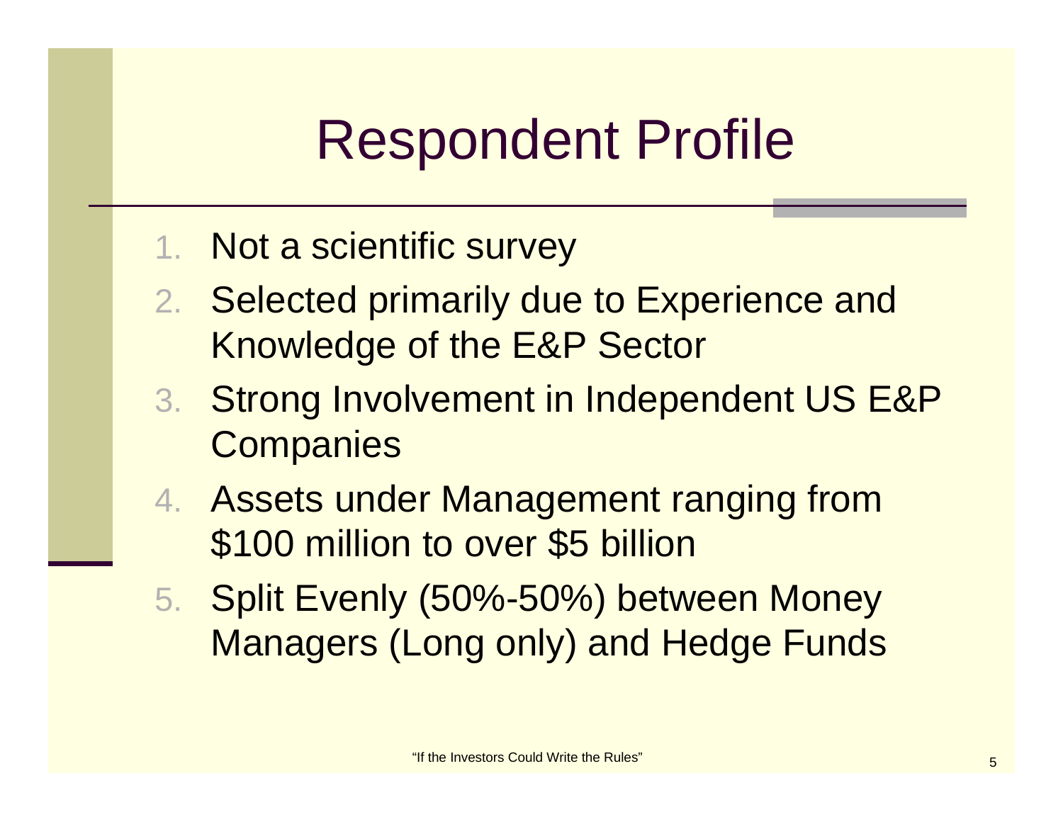# Respondent Profile

1. Not a scientific survey
2. Selected primarily due to Experience and Knowledge of the E&P Sector
3. Strong Involvement in Independent US E&P Companies
4. Assets under Management ranging from $100 million to over $5 billion
5. Split Evenly (50%-50%) between Money Managers (Long only) and Hedge Funds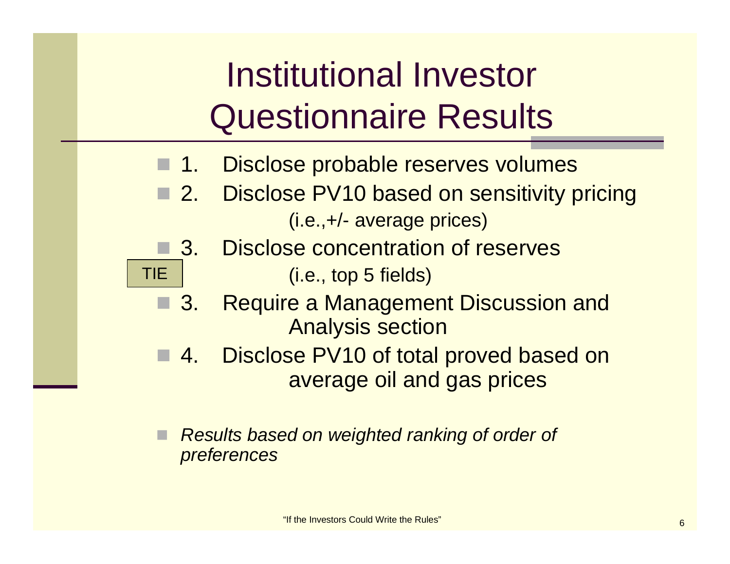# Institutional Investor Questionnaire Results

- 1. Disclose probable reserves volumes
- 2. Disclose PV10 based on sensitivity pricing (i.e.,+/- average prices)
- 3. Disclose concentration of reserves (i.e., top 5 fields)

TIE

- 3. Require a Management Discussion and Analysis section
- 4. Disclose PV10 of total proved based on average oil and gas prices

- *Results based on weighted ranking of order of preferences*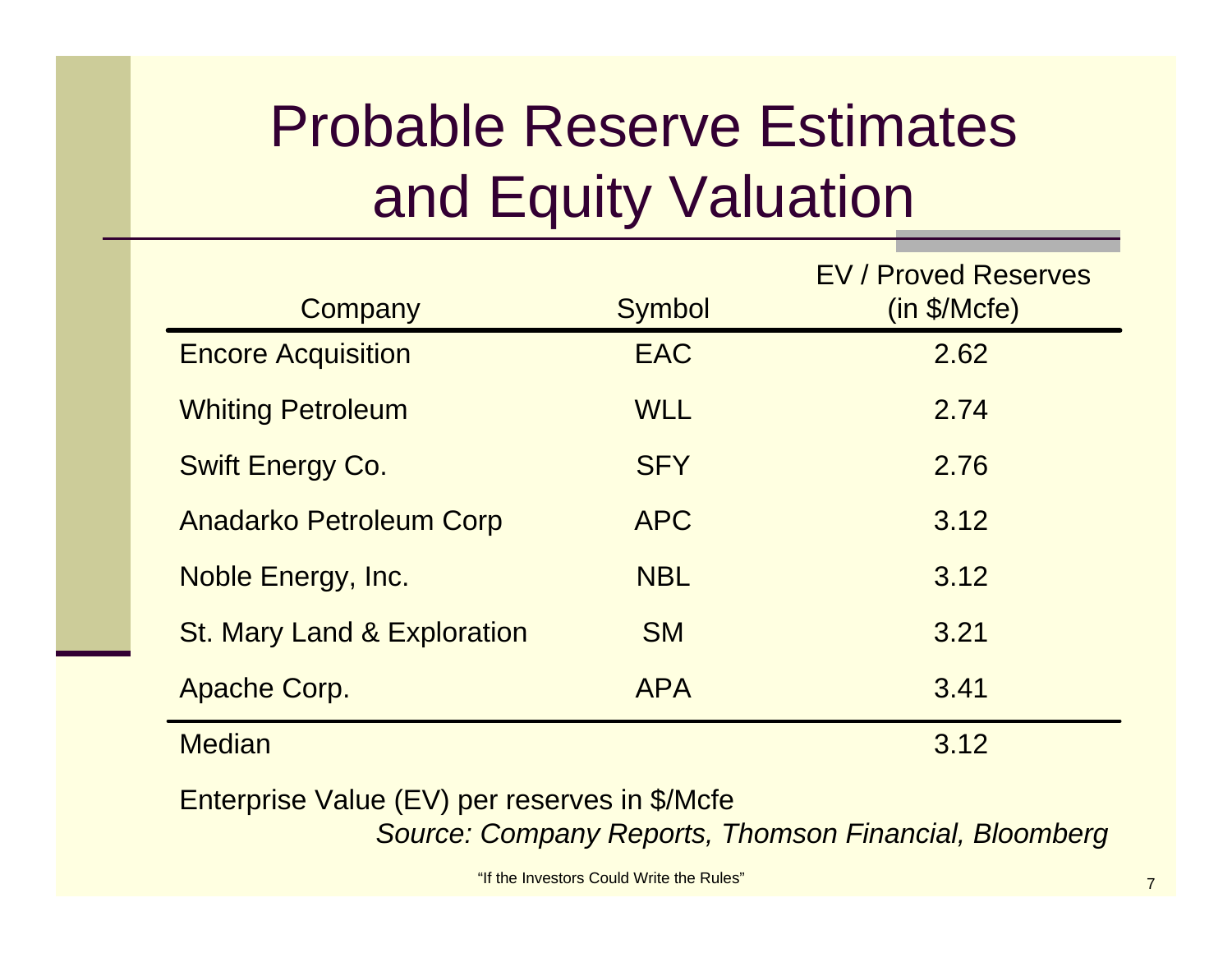# Probable Reserve Estimates and Equity Valuation

| Company | Symbol | EV / Proved Reserves (in $/Mcfe) |
|---|---|---|
| Encore Acquisition | EAC | 2.62 |
| Whiting Petroleum | WLL | 2.74 |
| Swift Energy Co. | SFY | 2.76 |
| Anadarko Petroleum Corp | APC | 3.12 |
| Noble Energy, Inc. | NBL | 3.12 |
| St. Mary Land & Exploration | SM | 3.21 |
| Apache Corp. | APA | 3.41 |
| Median | | 3.12 |

Enterprise Value (EV) per reserves in $/Mcfe

*Source: Company Reports, Thomson Financial, Bloomberg*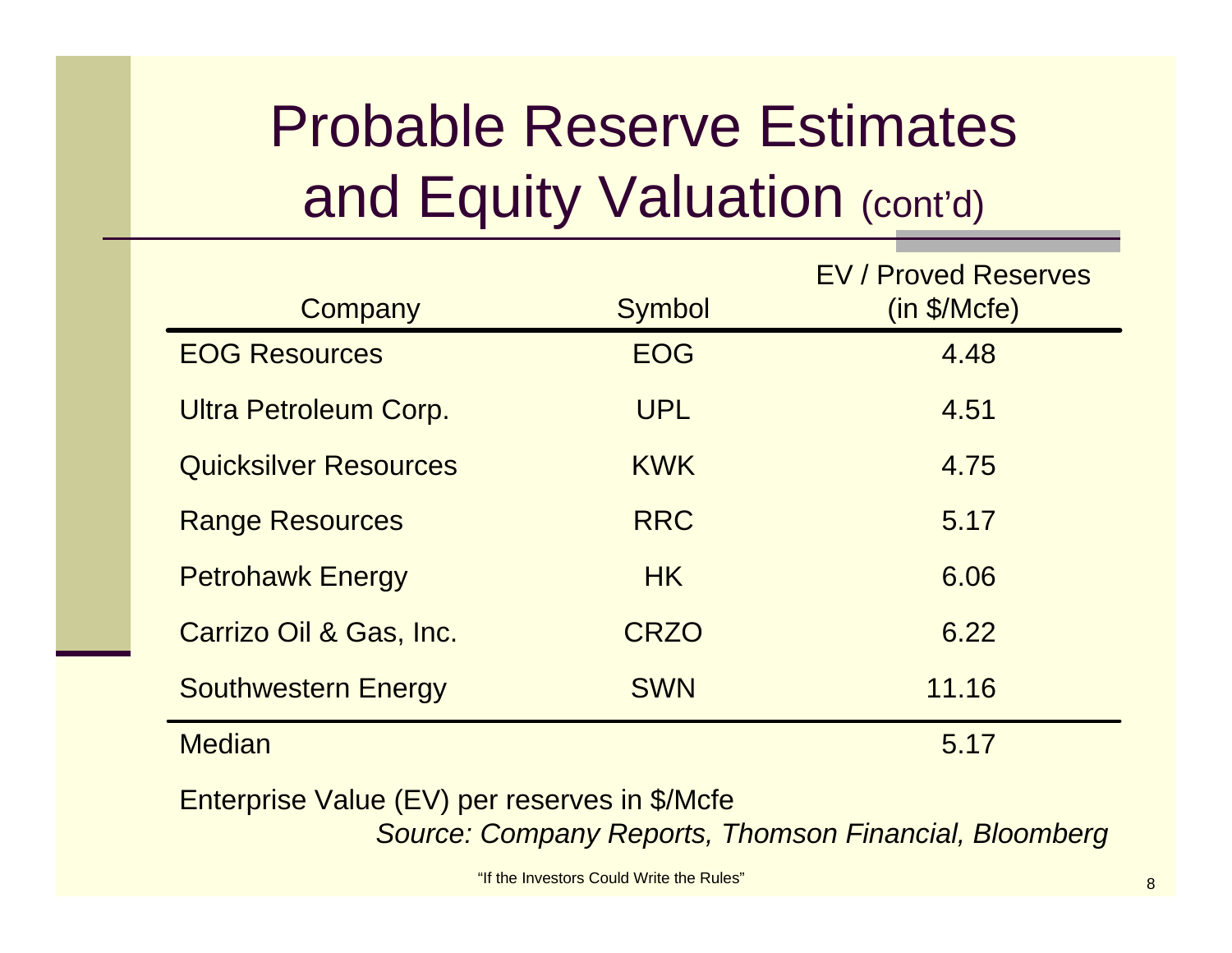# Probable Reserve Estimates and Equity Valuation (cont'd)

| Company | Symbol | EV / Proved Reserves (in $/Mcfe) |
|---|---|---|
| EOG Resources | EOG | 4.48 |
| Ultra Petroleum Corp. | UPL | 4.51 |
| Quicksilver Resources | KWK | 4.75 |
| Range Resources | RRC | 5.17 |
| Petrohawk Energy | HK | 6.06 |
| Carrizo Oil & Gas, Inc. | CRZO | 6.22 |
| Southwestern Energy | SWN | 11.16 |
| Median | | 5.17 |

Enterprise Value (EV) per reserves in $/Mcfe

*Source: Company Reports, Thomson Financial, Bloomberg*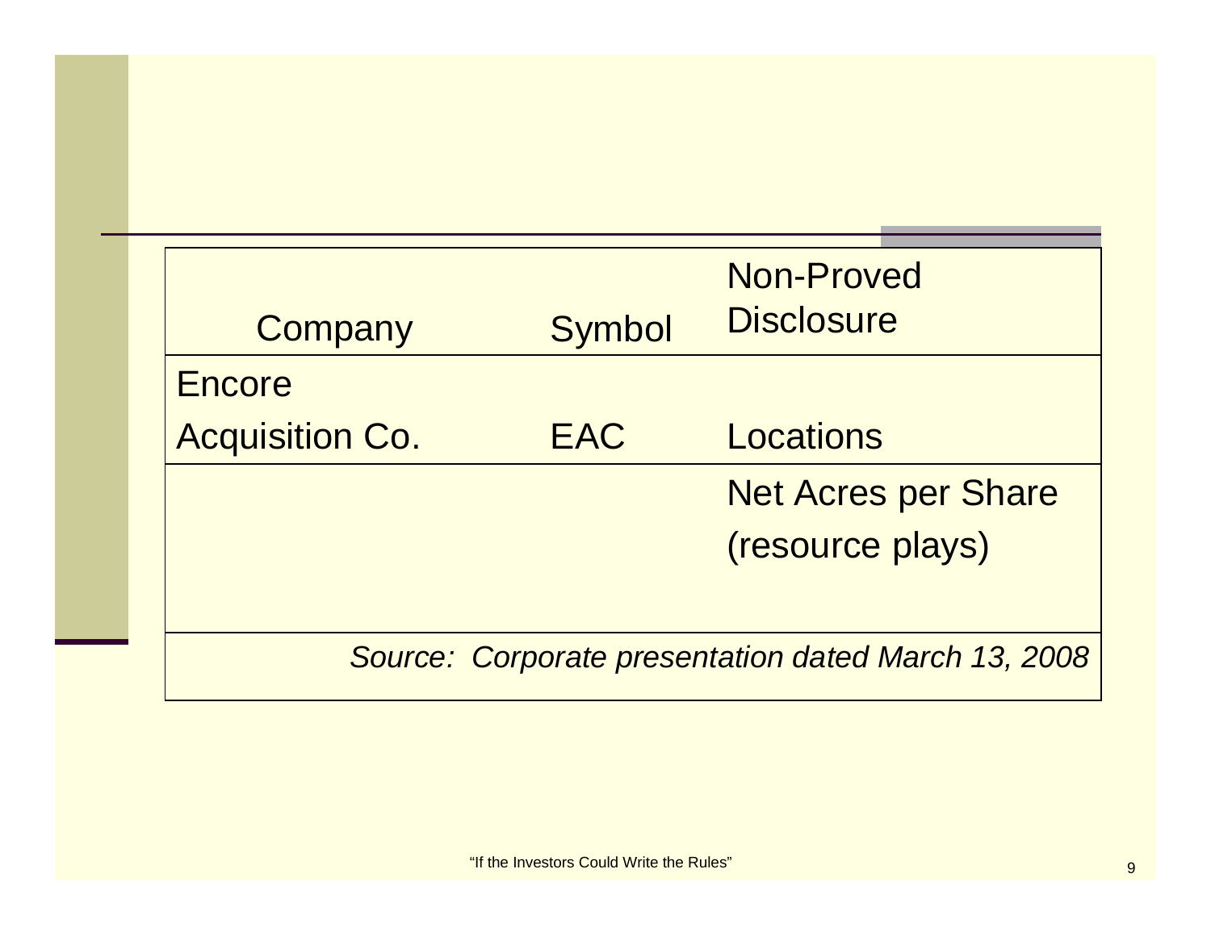| Company | Symbol | Non-Proved Disclosure |
|---|---|---|
| Encore Acquisition Co. | EAC | Locations |
| | | Net Acres per Share (resource plays) |
| *Source: Corporate presentation dated March 13, 2008* | | |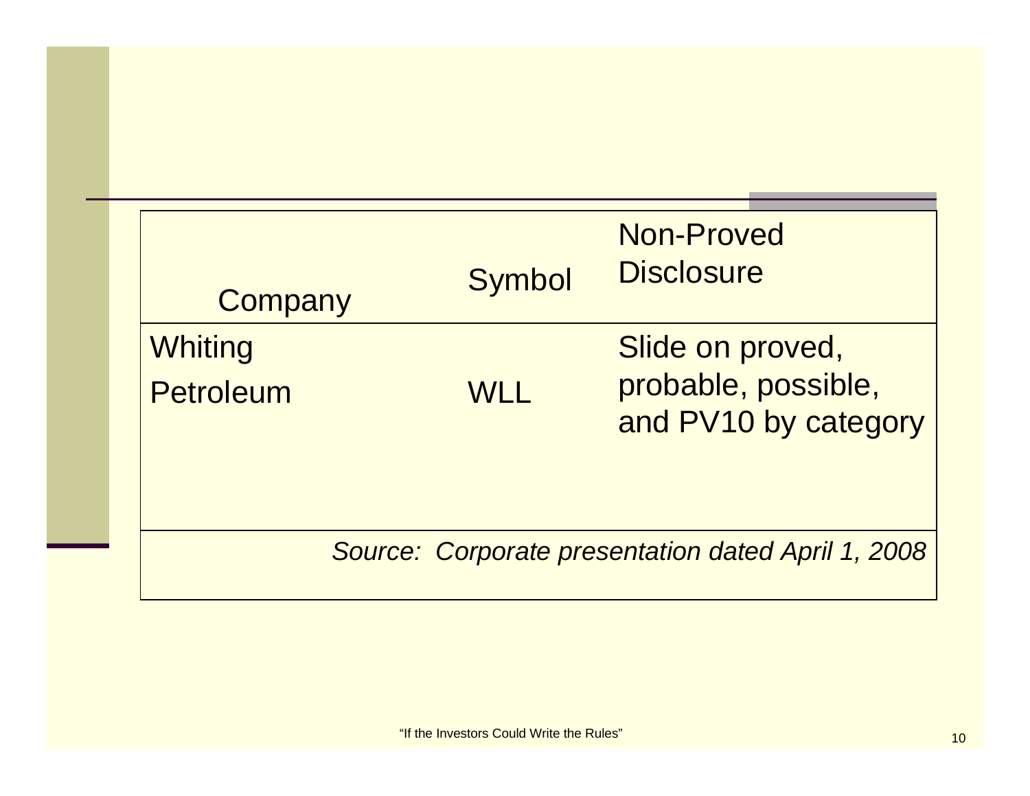| Company | Symbol | Non-Proved Disclosure |
|---|---|---|
| Whiting Petroleum | WLL | Slide on proved, probable, possible, and PV10 by category |

*Source: Corporate presentation dated April 1, 2008*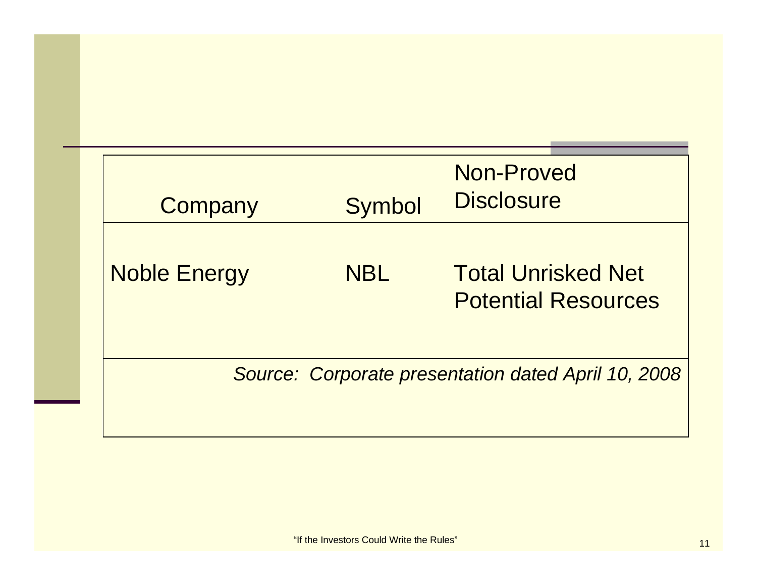| Company | Symbol | Non-Proved Disclosure |
|---|---|---|
| Noble Energy | NBL | Total Unrisked Net Potential Resources |

*Source: Corporate presentation dated April 10, 2008*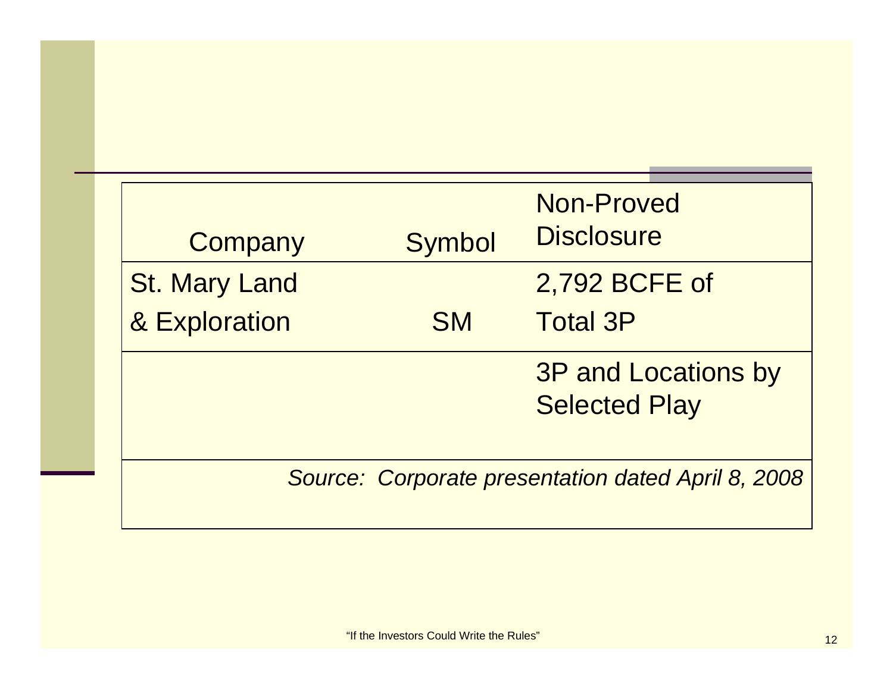| Company | Symbol | Non-Proved Disclosure |
|---|---|---|
| St. Mary Land & Exploration | SM | 2,792 BCFE of Total 3P |
| | | 3P and Locations by Selected Play |
| *Source: Corporate presentation dated April 8, 2008* | | |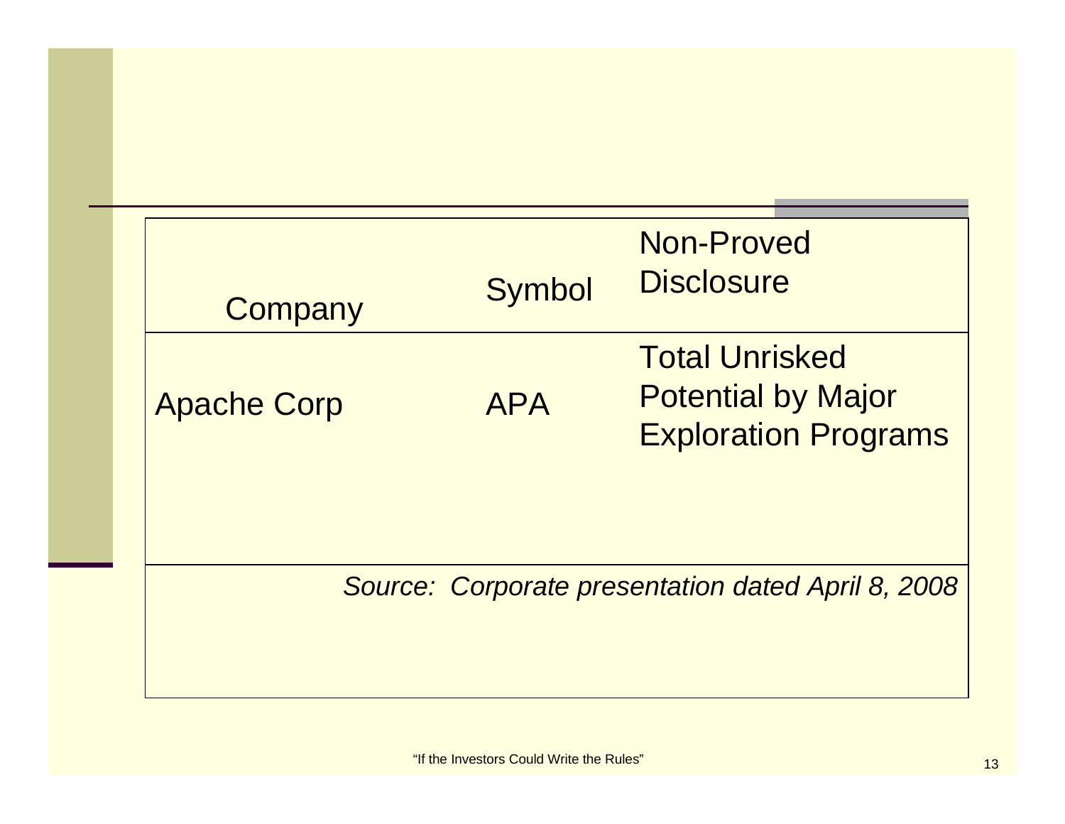| Company | Symbol | Non-Proved Disclosure |
|---|---|---|
| Apache Corp | APA | Total Unrisked Potential by Major Exploration Programs |

*Source: Corporate presentation dated April 8, 2008*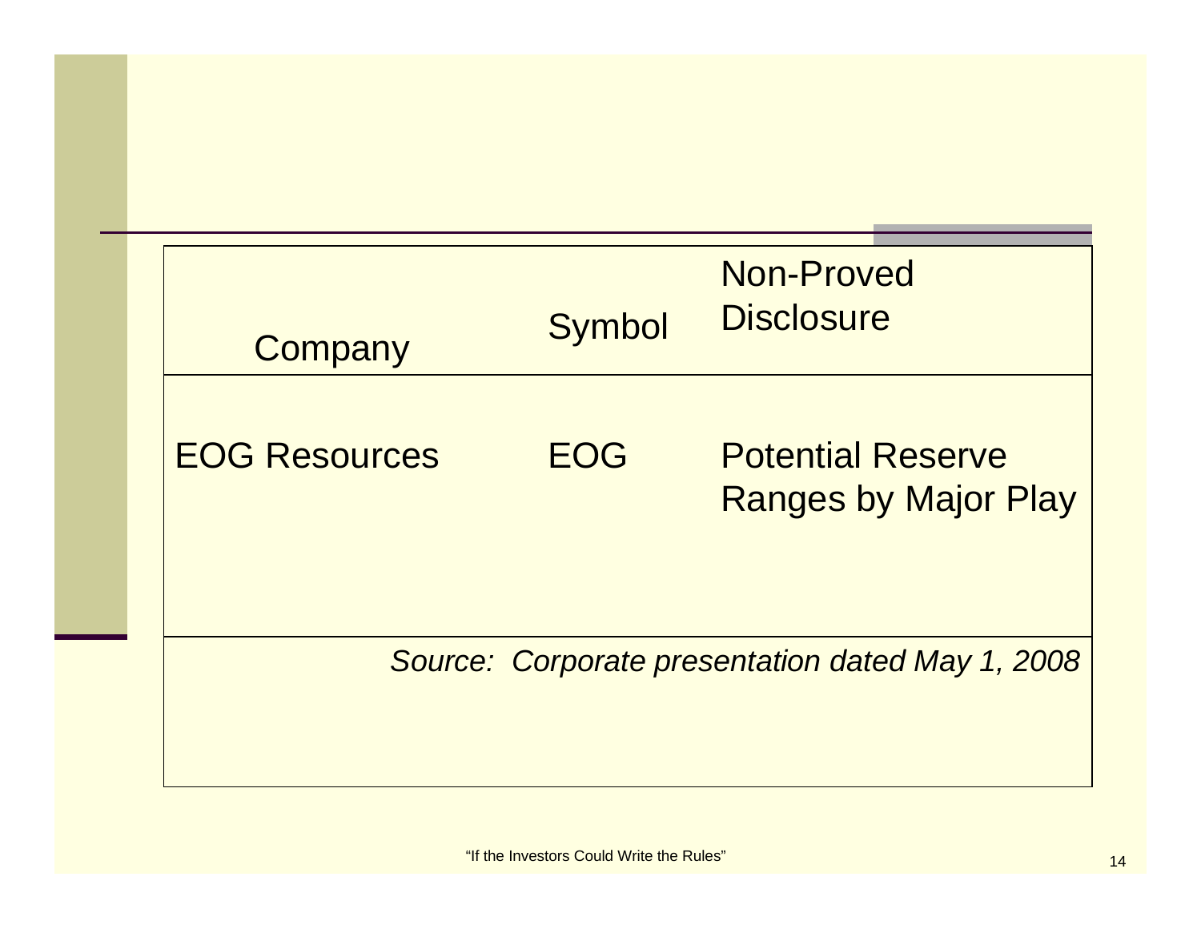| Company | Symbol | Non-Proved Disclosure |
|---|---|---|
| EOG Resources | EOG | Potential Reserve Ranges by Major Play |

*Source: Corporate presentation dated May 1, 2008*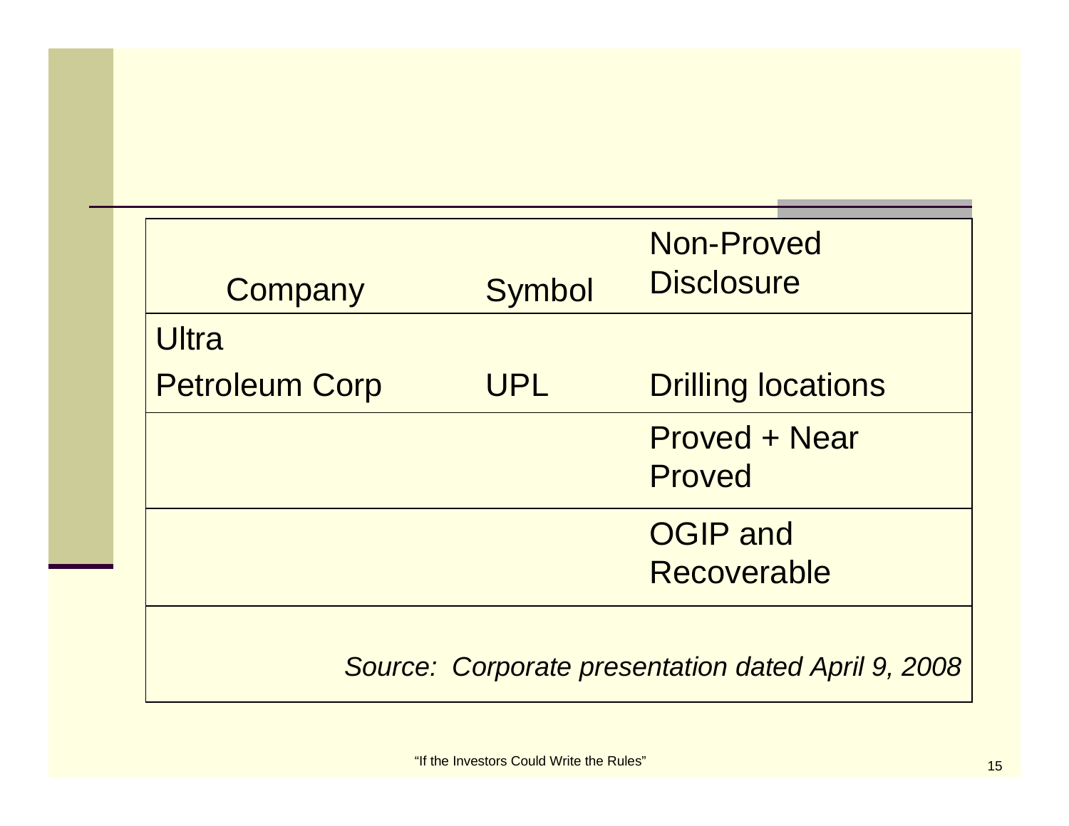| Company | Symbol | Non-Proved Disclosure |
|---|---|---|
| Ultra Petroleum Corp | UPL | Drilling locations |
| | | Proved + Near Proved |
| | | OGIP and Recoverable |

*Source: Corporate presentation dated April 9, 2008*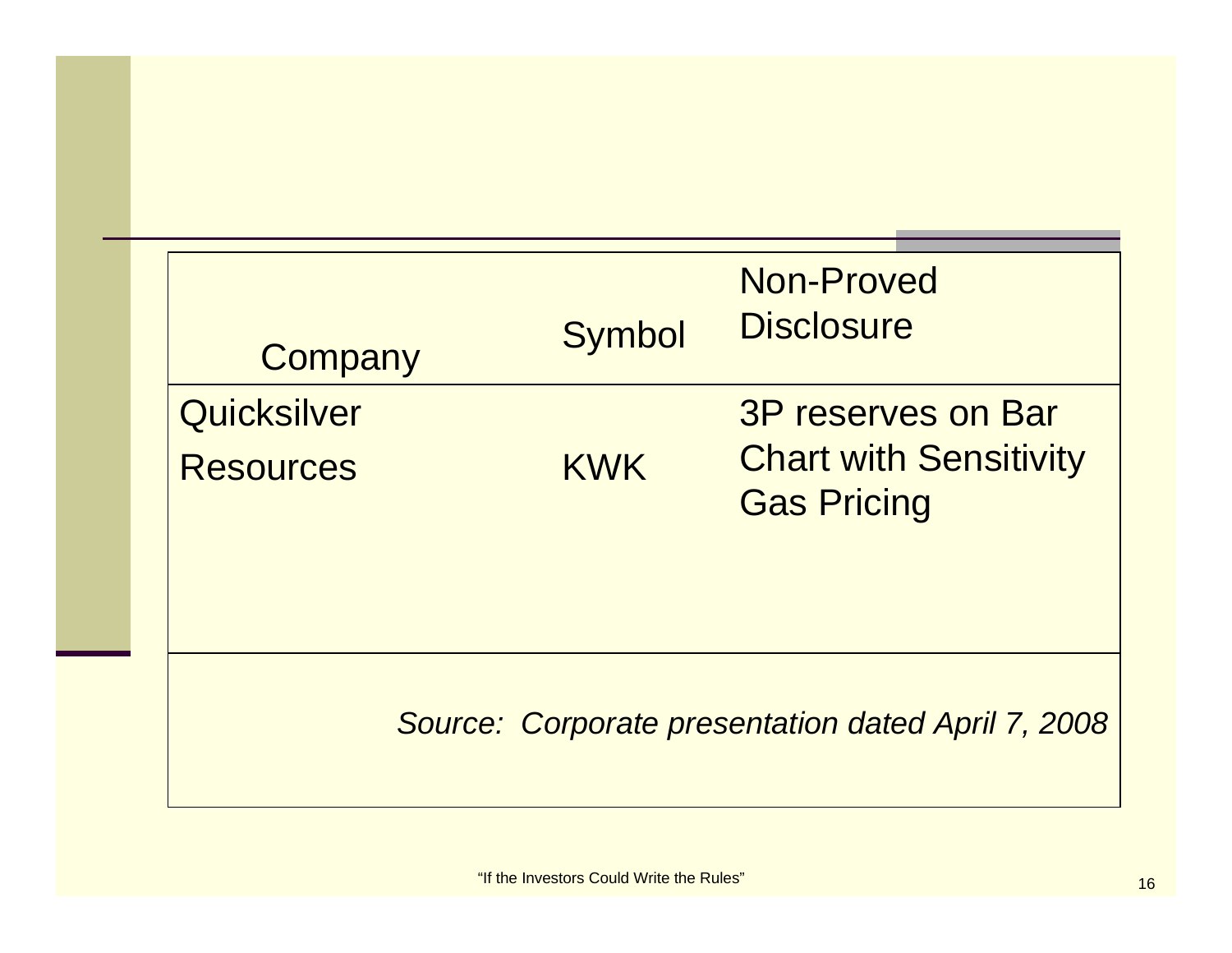| Company | Symbol | Non-Proved Disclosure |
| --- | --- | --- |
| Quicksilver Resources | KWK | 3P reserves on Bar Chart with Sensitivity Gas Pricing |

*Source: Corporate presentation dated April 7, 2008*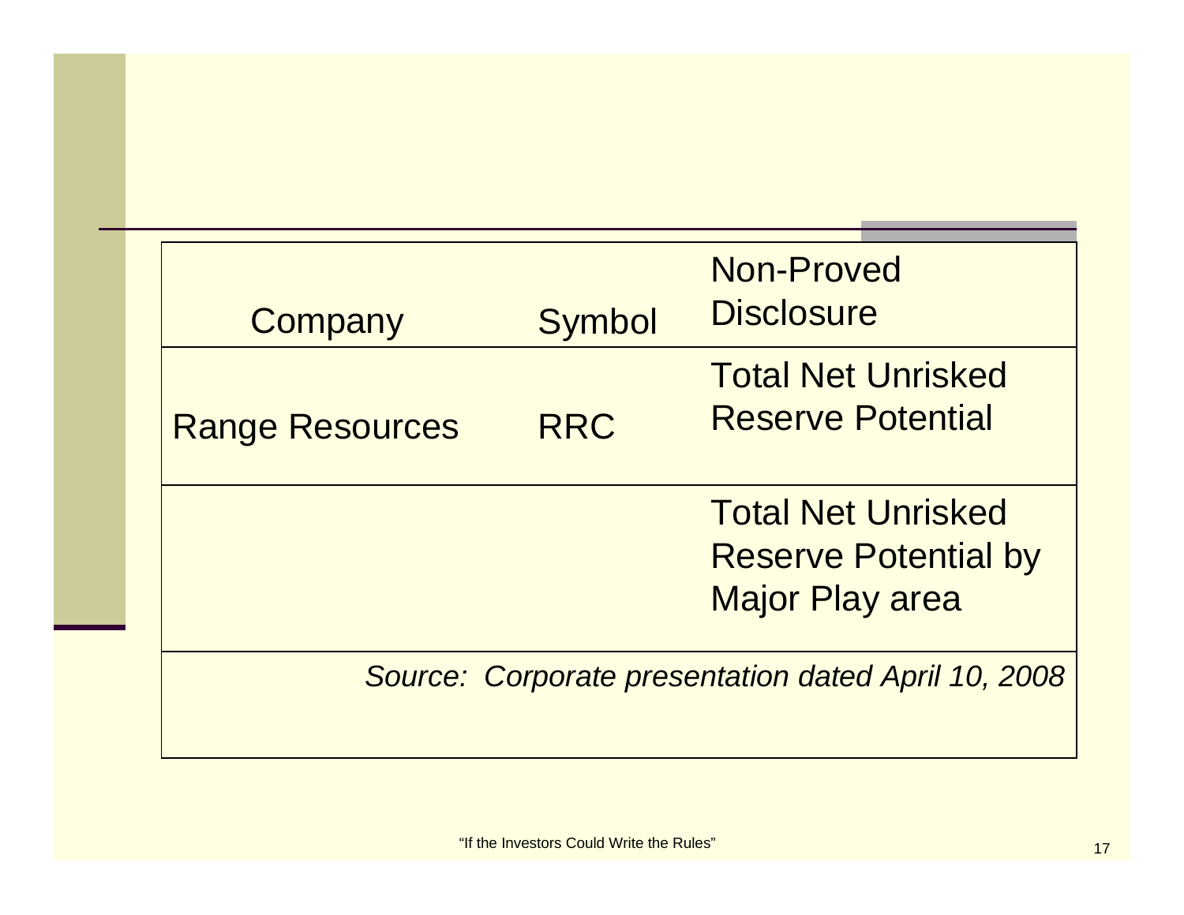| Company | Symbol | Non-Proved Disclosure |
| --- | --- | --- |
| Range Resources | RRC | Total Net Unrisked Reserve Potential |
| | | Total Net Unrisked Reserve Potential by Major Play area |

*Source: Corporate presentation dated April 10, 2008*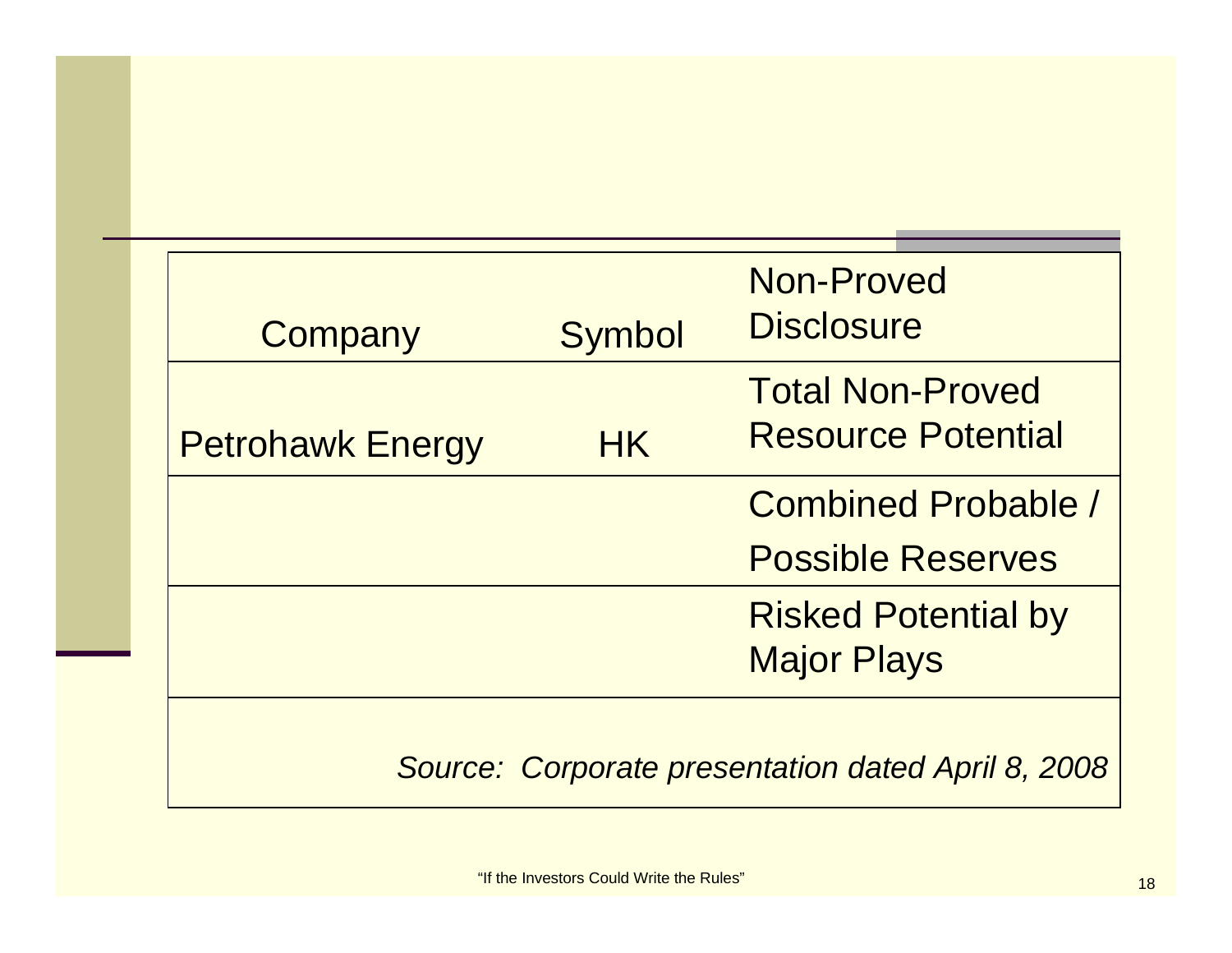| Company | Symbol | Non-Proved Disclosure |
|---|---|---|
| Petrohawk Energy | HK | Total Non-Proved Resource Potential |
| | | Combined Probable / Possible Reserves |
| | | Risked Potential by Major Plays |

*Source: Corporate presentation dated April 8, 2008*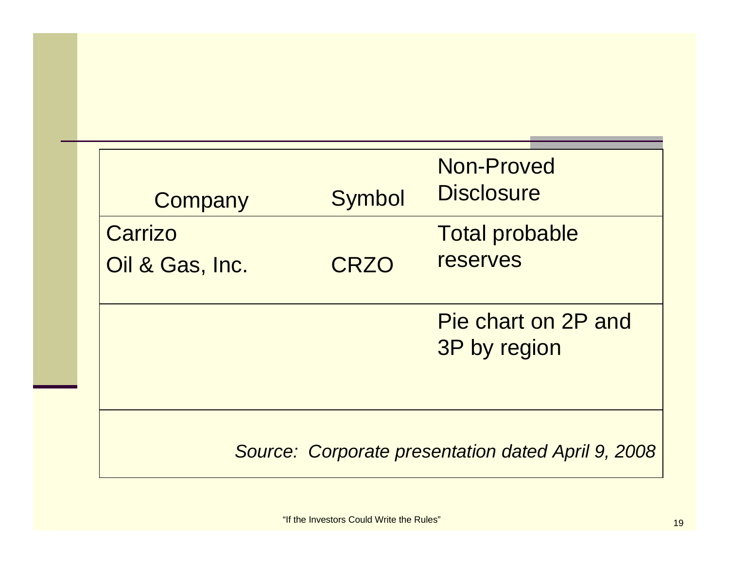| Company | Symbol | Non-Proved Disclosure |
|---|---|---|
| Carrizo Oil & Gas, Inc. | CRZO | Total probable reserves |
| | | Pie chart on 2P and 3P by region |

*Source: Corporate presentation dated April 9, 2008*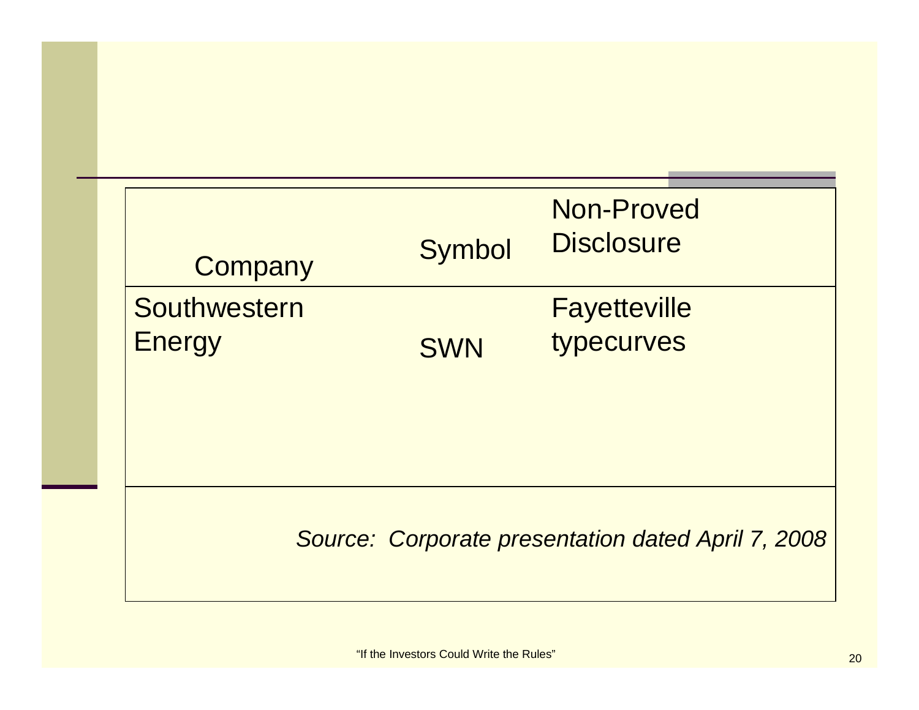| Company | Symbol | Non-Proved Disclosure |
| --- | --- | --- |
| Southwestern Energy | SWN | Fayetteville typecurves |

*Source: Corporate presentation dated April 7, 2008*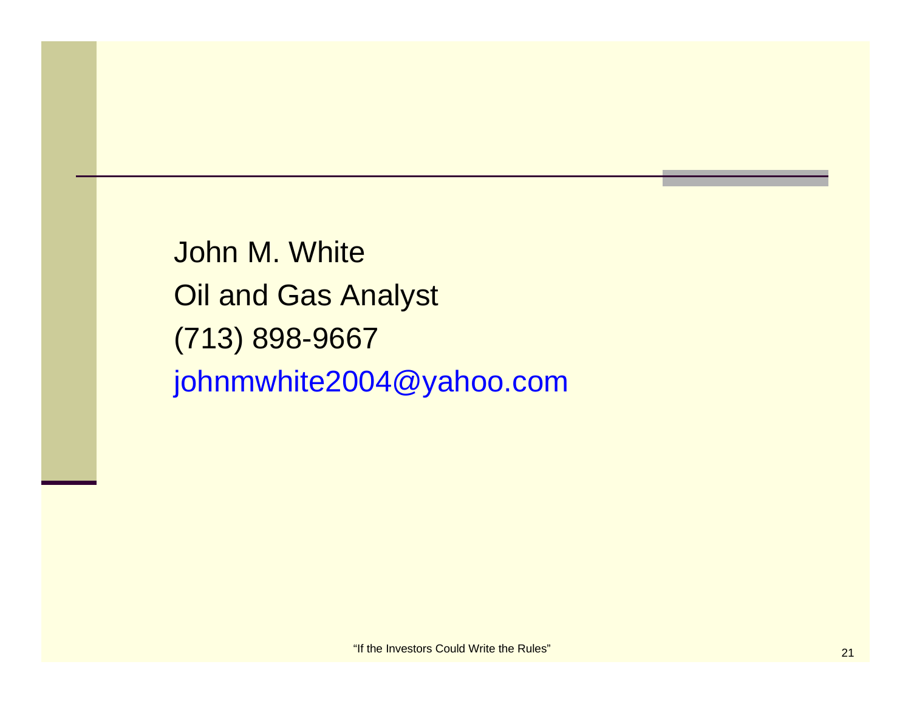John M. White

Oil and Gas Analyst

(713) 898-9667

johnmwhite2004@yahoo.com